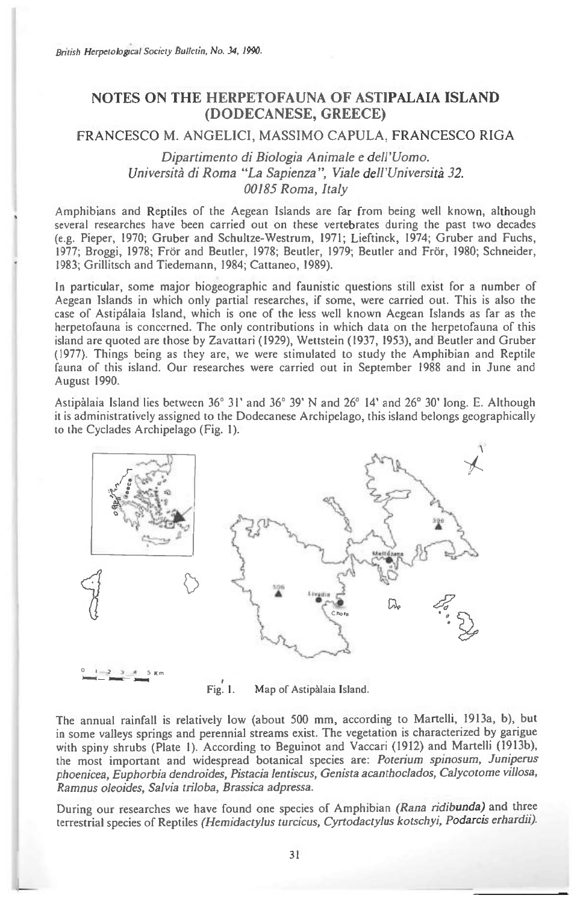# NOTES ON THE HERPETOFAUNA OF ASTIPALAIA ISLAND (DODECANESE, GREECE)

## FRANCESCO M. ANGELICI, MASSIMO CAPULA, FRANCESCO RIGA

*Dipartimento di Biologia Animale e dell'Uomo.*
*Università di Roma "La Sapienza", Viale dell'Università 32.*
*00185 Roma, Italy*

Amphibians and Reptiles of the Aegean Islands are far from being well known, although several researches have been carried out on these vertebrates during the past two decades (e.g. Pieper, 1970; Gruber and Schultze-Westrum, 1971; Lieftinck, 1974; Gruber and Fuchs, 1977; Broggi, 1978; Frör and Beutler, 1978; Beutler, 1979; Beutler and Frör, 1980; Schneider, 1983; Grillitsch and Tiedemann, 1984; Cattaneo, 1989).

In particular, some major biogeographic and faunistic questions still exist for a number of Aegean Islands in which only partial researches, if some, were carried out. This is also the case of Astipálaia Island, which is one of the less well known Aegean Islands as far as the herpetofauna is concerned. The only contributions in which data on the herpetofauna of this island are quoted are those by Zavattari (1929), Wettstein (1937, 1953), and Beutler and Gruber (1977). Things being as they are, we were stimulated to study the Amphibian and Reptile fauna of this island. Our researches were carried out in September 1988 and in June and August 1990.

Astipàlaia Island lies between 36° 31' and 36° 39' N and 26° 14' and 26° 30' long. E. Although it is administratively assigned to the Dodecanese Archipelago, this island belongs geographically to the Cyclades Archipelago (Fig. 1).

Fig. 1. Map of Astipàlaia Island.

The annual rainfall is relatively low (about 500 mm, according to Martelli, 1913a, b), but in some valleys springs and perennial streams exist. The vegetation is characterized by garigue with spiny shrubs (Plate 1). According to Beguinot and Vaccari (1912) and Martelli (1913b), the most important and widespread botanical species are: *Poterium spinosum, Juniperus phoenicea, Euphorbia dendroides, Pistacia lentiscus, Genista acanthoclados, Calycotome villosa, Ramnus oleoides, Salvia triloba, Brassica adpressa.*

During our researches we have found one species of Amphibian *(Rana ridibunda)* and three terrestrial species of Reptiles *(Hemidactylus turcicus, Cyrtodactylus kotschyi, Podarcis erhardii).*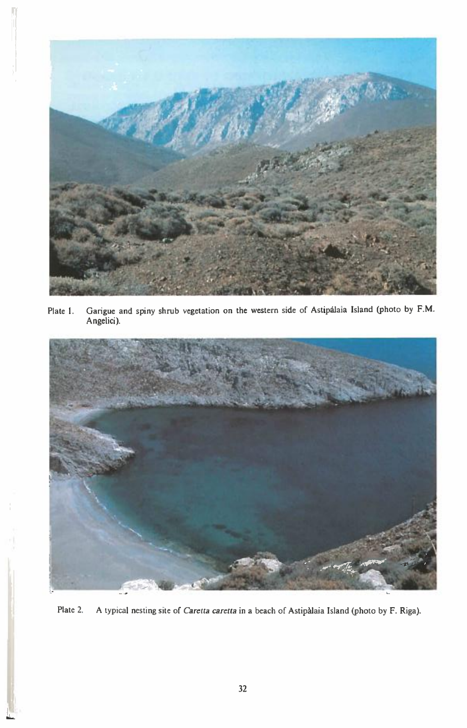Plate 1. Garigue and spiny shrub vegetation on the western side of Astipálaia Island (photo by F.M. Angelici).

Plate 2. A typical nesting site of *Caretta caretta* in a beach of Astipàlaia Island (photo by F. Riga).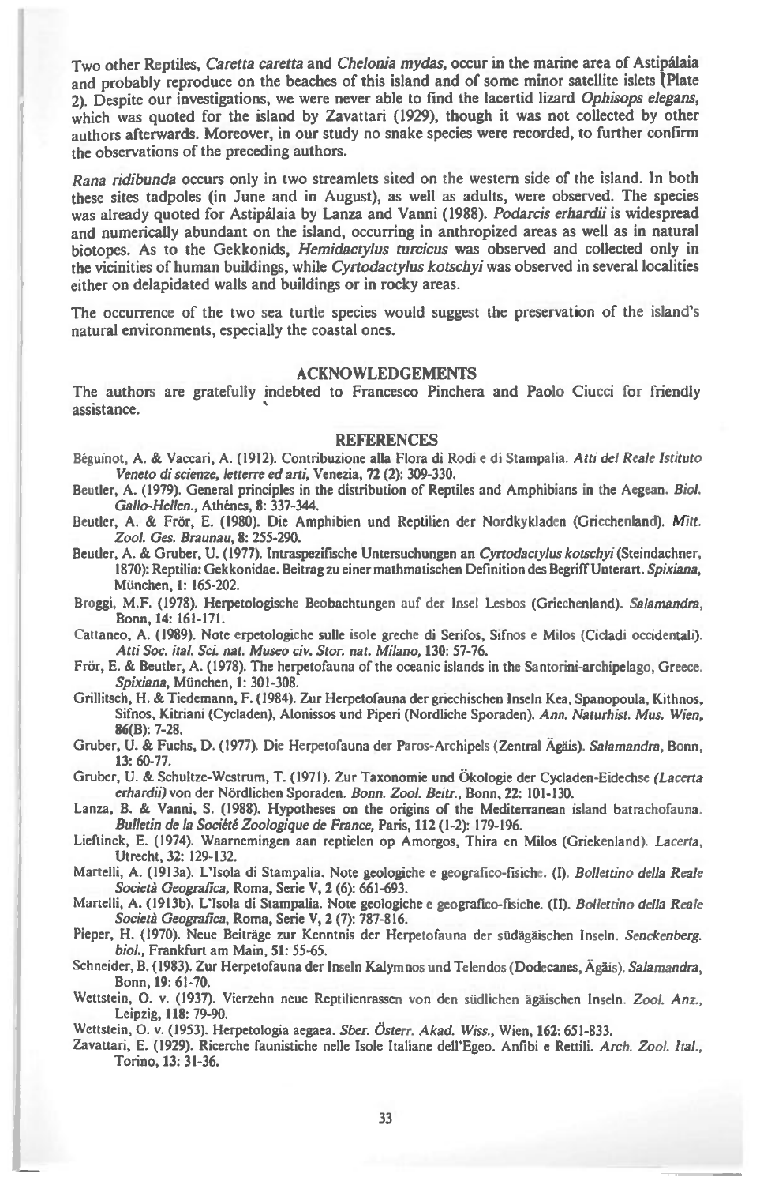Two other Reptiles, *Caretta caretta* and *Chelonia mydas,* occur in the marine area of Astipálaia and probably reproduce on the beaches of this island and of some minor satellite islets (Plate 2). Despite our investigations, we were never able to find the lacertid lizard *Ophisops elegans,* which was quoted for the island by Zavattari (1929), though it was not collected by other authors afterwards. Moreover, in our study no snake species were recorded, to further confirm the observations of the preceding authors.

*Rana ridibunda* occurs only in two streamlets sited on the western side of the island. In both these sites tadpoles (in June and in August), as well as adults, were observed. The species was already quoted for Astipálaia by Lanza and Vanni (1988). *Podarcis erhardii* is widespread and numerically abundant on the island, occurring in anthropized areas as well as in natural biotopes. As to the Gekkonids, *Hemidactylus turcicus* was observed and collected only in the vicinities of human buildings, while *Cyrtodactylus kotschyi* was observed in several localities either on delapidated walls and buildings or in rocky areas.

The occurrence of the two sea turtle species would suggest the preservation of the island's natural environments, especially the coastal ones.

## ACKNOWLEDGEMENTS

The authors are gratefully indebted to Francesco Pinchera and Paolo Ciucci for friendly assistance.

## REFERENCES

Béguinot, A. & Vaccari, A. (1912). Contribuzione alla Flora di Rodi e di Stampalia. *Atti del Reale Istituto Veneto di scienze, letterre ed arti,* Venezia, **72** (2): 309-330.

Beutler, A. (1979). General principles in the distribution of Reptiles and Amphibians in the Aegean. *Biol. Gallo-Hellen.,* Athénes, **8**: 337-344.

Beutler, A. & Frör, E. (1980). Die Amphibien und Reptilien der Nordkykladen (Griechenland). *Mitt. Zool. Ges. Braunau,* **8**: 255-290.

Beutler, A. & Gruber, U. (1977). Intraspezifische Untersuchungen an *Cyrtodactylus kotschyi* (Steindachner, 1870): Reptilia: Gekkonidae. Beitrag zu einer mathmatischen Definition des Begriff Unterart. *Spixiana,* München, **1**: 165-202.

Broggi, M.F. (1978). Herpetologische Beobachtungen auf der Insel Lesbos (Griechenland). *Salamandra,* Bonn, **14**: 161-171.

Cattaneo, A. (1989). Note erpetologiche sulle isole greche di Serifos, Sifnos e Milos (Cicladi occidentali). *Atti Soc. ital. Sci. nat. Museo civ. Stor. nat. Milano,* **130**: 57-76.

Frör, E. & Beutler, A. (1978). The herpetofauna of the oceanic islands in the Santorini-archipelago, Greece. *Spixiana,* München, **1**: 301-308.

Grillitsch, H. & Tiedemann, F. (1984). Zur Herpetofauna der griechischen Inseln Kea, Spanopoula, Kithnos, Sifnos, Kitriani (Cycladen), Alonissos und Piperi (Nordliche Sporaden). *Ann. Naturhist. Mus. Wien,* **86(B)**: 7-28.

Gruber, U. & Fuchs, D. (1977). Die Herpetofauna der Paros-Archipels (Zentral Ägäis). *Salamandra,* Bonn, **13**: 60-77.

Gruber, U. & Schultze-Westrum, T. (1971). Zur Taxonomie und Ökologie der Cycladen-Eidechse *(Lacerta erhardii)* von der Nördlichen Sporaden. *Bonn. Zool. Beitr.,* Bonn, **22**: 101-130.

Lanza, B. & Vanni, S. (1988). Hypotheses on the origins of the Mediterranean island batrachofauna. *Bulletin de la Société Zoologique de France,* Paris, **112** (1-2): 179-196.

Lieftinck, E. (1974). Waarnemingen aan reptielen op Amorgos, Thira en Milos (Griekenland). *Lacerta,* Utrecht, **32**: 129-132.

Martelli, A. (1913a). L'Isola di Stampalia. Note geologiche e geografico-fisiche. (I). *Bollettino della Reale Società Geografica,* Roma, Serie V, **2** (6): 661-693.

Martelli, A. (1913b). L'Isola di Stampalia. Note geologiche e geografico-fisiche. (II). *Bollettino della Reale Società Geografica,* Roma, Serie V, **2** (7): 787-816.

Pieper, H. (1970). Neue Beiträge zur Kenntnis der Herpetofauna der südägäischen Inseln. *Senckenberg. biol.,* Frankfurt am Main, **51**: 55-65.

Schneider, B. (1983). Zur Herpetofauna der Inseln Kalymnos und Telendos (Dodecanes, Ägäis). *Salamandra,* Bonn, **19**: 61-70.

Wettstein, O. v. (1937). Vierzehn neue Reptilienrassen von den südlichen ägäischen Inseln. *Zool. Anz.,* Leipzig, **118**: 79-90.

Wettstein, O. v. (1953). Herpetologia aegaea. *Sber. Österr. Akad. Wiss.,* Wien, **162**: 651-833.

Zavattari, E. (1929). Ricerche faunistiche nelle Isole Italiane dell'Egeo. Anfibi e Rettili. *Arch. Zool. Ital.,* Torino, **13**: 31-36.